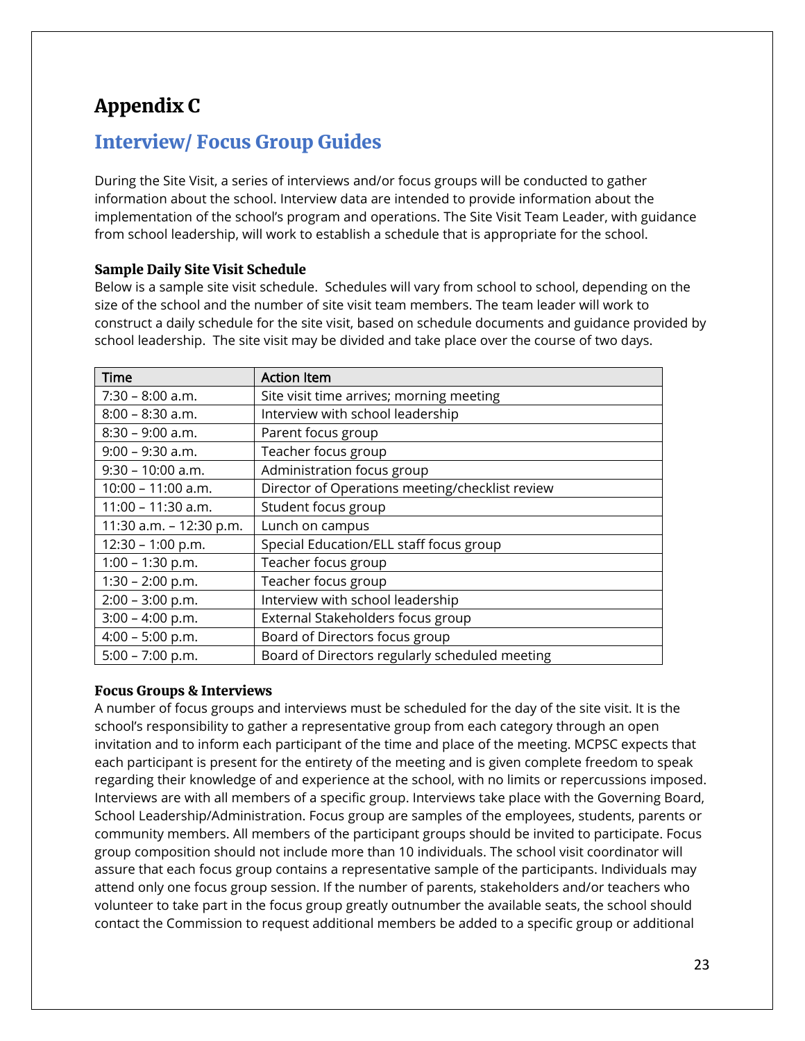# Appendix C

## Interview/ Focus Group Guides

During the Site Visit, a series of interviews and/or focus groups will be conducted to gather information about the school. Interview data are intended to provide information about the implementation of the school's program and operations. The Site Visit Team Leader, with guidance from school leadership, will work to establish a schedule that is appropriate for the school.

### Sample Daily Site Visit Schedule

Below is a sample site visit schedule. Schedules will vary from school to school, depending on the size of the school and the number of site visit team members. The team leader will work to construct a daily schedule for the site visit, based on schedule documents and guidance provided by school leadership. The site visit may be divided and take place over the course of two days.

| Time | Action Item |
|---|---|
| 7:30 – 8:00 a.m. | Site visit time arrives; morning meeting |
| 8:00 – 8:30 a.m. | Interview with school leadership |
| 8:30 – 9:00 a.m. | Parent focus group |
| 9:00 – 9:30 a.m. | Teacher focus group |
| 9:30 – 10:00 a.m. | Administration focus group |
| 10:00 – 11:00 a.m. | Director of Operations meeting/checklist review |
| 11:00 – 11:30 a.m. | Student focus group |
| 11:30 a.m. – 12:30 p.m. | Lunch on campus |
| 12:30 – 1:00 p.m. | Special Education/ELL staff focus group |
| 1:00 – 1:30 p.m. | Teacher focus group |
| 1:30 – 2:00 p.m. | Teacher focus group |
| 2:00 – 3:00 p.m. | Interview with school leadership |
| 3:00 – 4:00 p.m. | External Stakeholders focus group |
| 4:00 – 5:00 p.m. | Board of Directors focus group |
| 5:00 – 7:00 p.m. | Board of Directors regularly scheduled meeting |

### Focus Groups & Interviews

A number of focus groups and interviews must be scheduled for the day of the site visit. It is the school's responsibility to gather a representative group from each category through an open invitation and to inform each participant of the time and place of the meeting. MCPSC expects that each participant is present for the entirety of the meeting and is given complete freedom to speak regarding their knowledge of and experience at the school, with no limits or repercussions imposed. Interviews are with all members of a specific group. Interviews take place with the Governing Board, School Leadership/Administration. Focus group are samples of the employees, students, parents or community members. All members of the participant groups should be invited to participate. Focus group composition should not include more than 10 individuals. The school visit coordinator will assure that each focus group contains a representative sample of the participants. Individuals may attend only one focus group session. If the number of parents, stakeholders and/or teachers who volunteer to take part in the focus group greatly outnumber the available seats, the school should contact the Commission to request additional members be added to a specific group or additional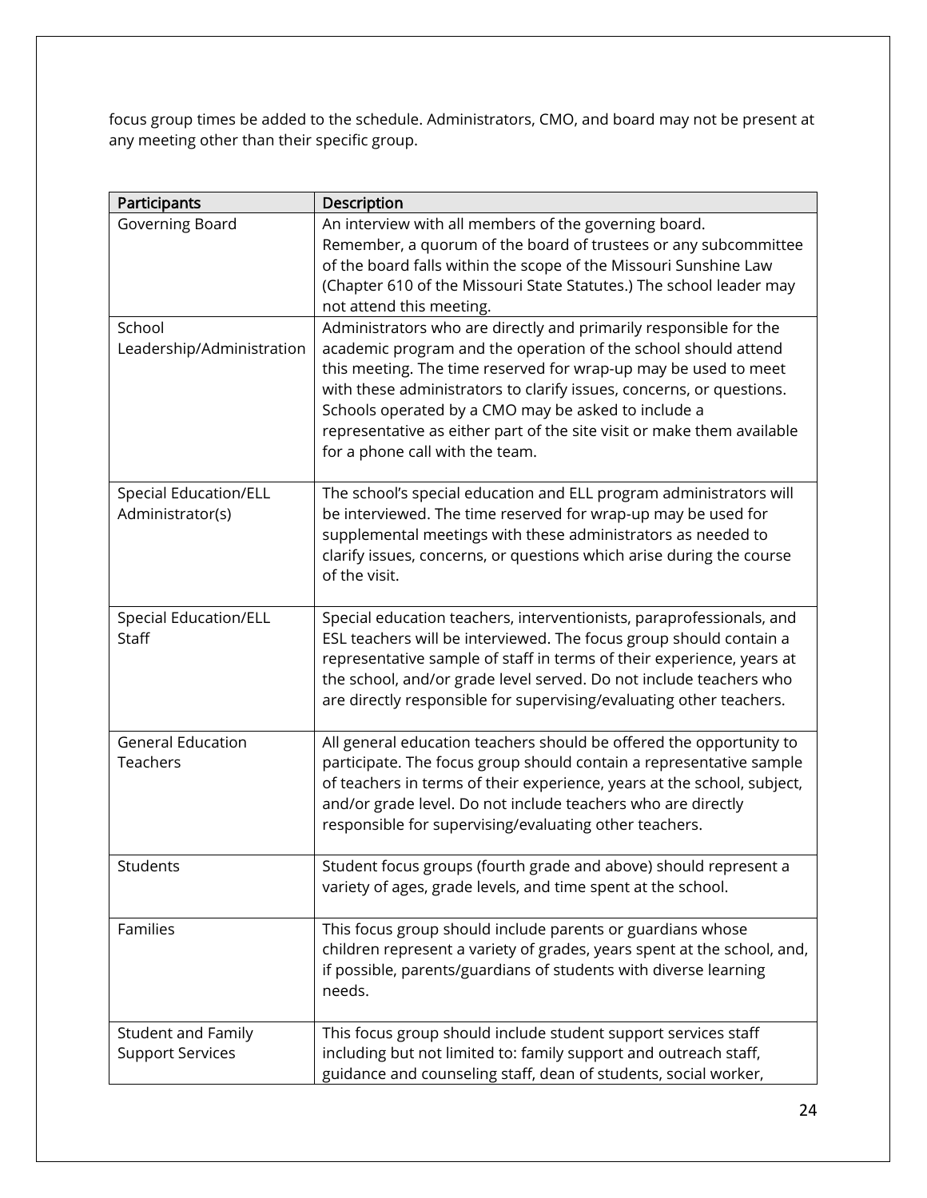focus group times be added to the schedule. Administrators, CMO, and board may not be present at any meeting other than their specific group.

| Participants | Description |
| --- | --- |
| Governing Board | An interview with all members of the governing board. Remember, a quorum of the board of trustees or any subcommittee of the board falls within the scope of the Missouri Sunshine Law (Chapter 610 of the Missouri State Statutes.) The school leader may not attend this meeting. |
| School Leadership/Administration | Administrators who are directly and primarily responsible for the academic program and the operation of the school should attend this meeting. The time reserved for wrap-up may be used to meet with these administrators to clarify issues, concerns, or questions. Schools operated by a CMO may be asked to include a representative as either part of the site visit or make them available for a phone call with the team. |
| Special Education/ELL Administrator(s) | The school's special education and ELL program administrators will be interviewed. The time reserved for wrap-up may be used for supplemental meetings with these administrators as needed to clarify issues, concerns, or questions which arise during the course of the visit. |
| Special Education/ELL Staff | Special education teachers, interventionists, paraprofessionals, and ESL teachers will be interviewed. The focus group should contain a representative sample of staff in terms of their experience, years at the school, and/or grade level served. Do not include teachers who are directly responsible for supervising/evaluating other teachers. |
| General Education Teachers | All general education teachers should be offered the opportunity to participate. The focus group should contain a representative sample of teachers in terms of their experience, years at the school, subject, and/or grade level. Do not include teachers who are directly responsible for supervising/evaluating other teachers. |
| Students | Student focus groups (fourth grade and above) should represent a variety of ages, grade levels, and time spent at the school. |
| Families | This focus group should include parents or guardians whose children represent a variety of grades, years spent at the school, and, if possible, parents/guardians of students with diverse learning needs. |
| Student and Family Support Services | This focus group should include student support services staff including but not limited to: family support and outreach staff, guidance and counseling staff, dean of students, social worker, |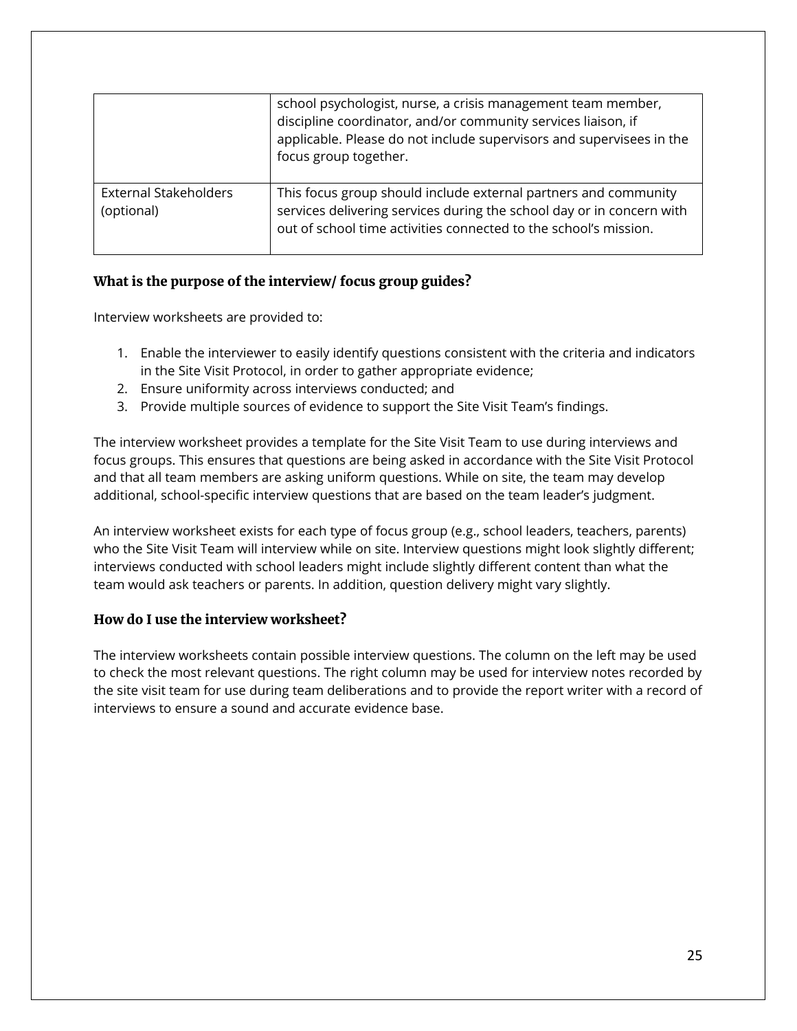| | |
|---|---|
| | school psychologist, nurse, a crisis management team member, discipline coordinator, and/or community services liaison, if applicable. Please do not include supervisors and supervisees in the focus group together. |
| External Stakeholders (optional) | This focus group should include external partners and community services delivering services during the school day or in concern with out of school time activities connected to the school's mission. |

### What is the purpose of the interview/ focus group guides?

Interview worksheets are provided to:

1. Enable the interviewer to easily identify questions consistent with the criteria and indicators in the Site Visit Protocol, in order to gather appropriate evidence;
2. Ensure uniformity across interviews conducted; and
3. Provide multiple sources of evidence to support the Site Visit Team's findings.

The interview worksheet provides a template for the Site Visit Team to use during interviews and focus groups. This ensures that questions are being asked in accordance with the Site Visit Protocol and that all team members are asking uniform questions. While on site, the team may develop additional, school-specific interview questions that are based on the team leader's judgment.

An interview worksheet exists for each type of focus group (e.g., school leaders, teachers, parents) who the Site Visit Team will interview while on site. Interview questions might look slightly different; interviews conducted with school leaders might include slightly different content than what the team would ask teachers or parents. In addition, question delivery might vary slightly.

### How do I use the interview worksheet?

The interview worksheets contain possible interview questions. The column on the left may be used to check the most relevant questions. The right column may be used for interview notes recorded by the site visit team for use during team deliberations and to provide the report writer with a record of interviews to ensure a sound and accurate evidence base.